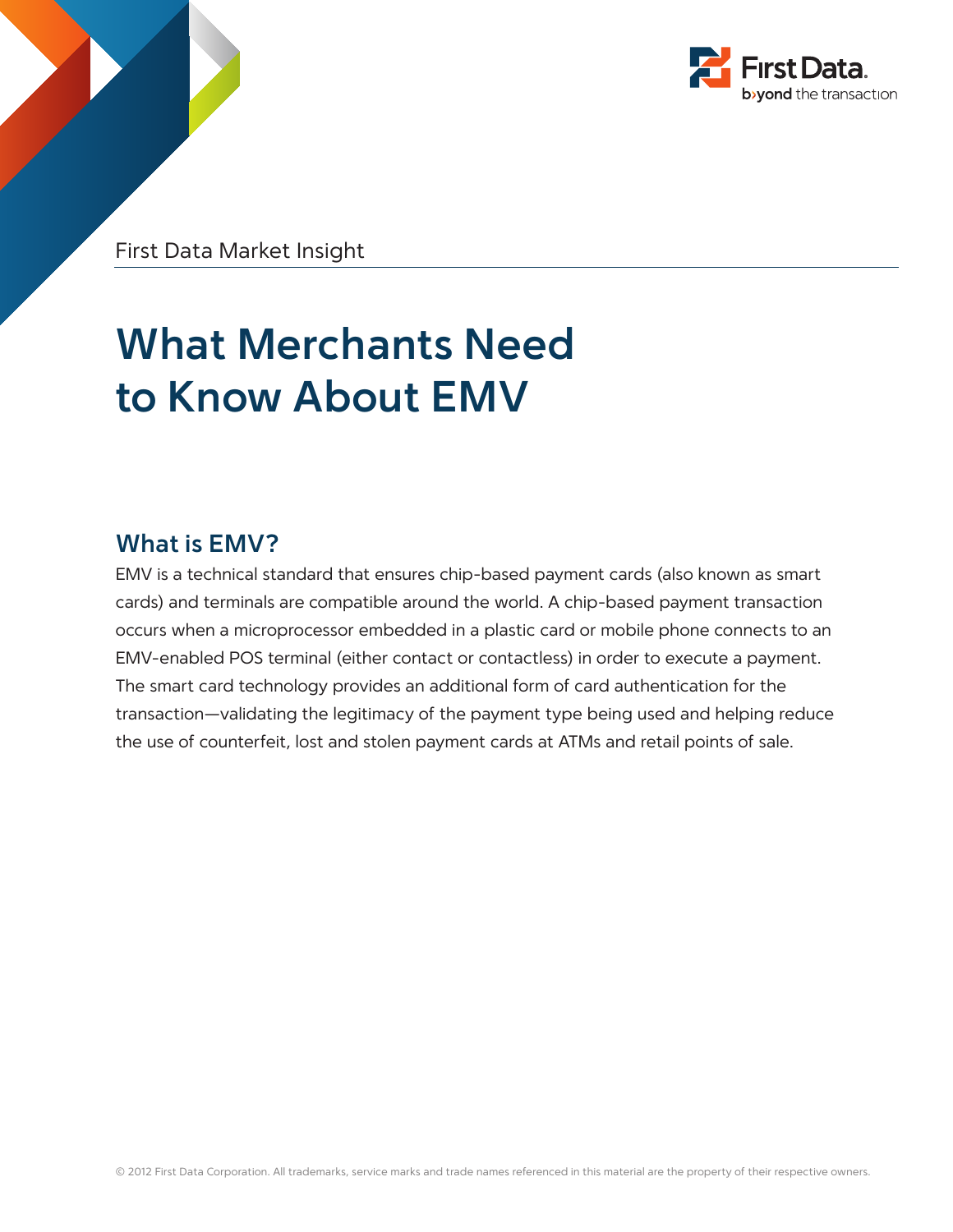First Data Market Insight

# What Merchants Need to Know About EMV

## What is EMV?

EMV is a technical standard that ensures chip-based payment cards (also known as smart cards) and terminals are compatible around the world. A chip-based payment transaction occurs when a microprocessor embedded in a plastic card or mobile phone connects to an EMV-enabled POS terminal (either contact or contactless) in order to execute a payment. The smart card technology provides an additional form of card authentication for the transaction—validating the legitimacy of the payment type being used and helping reduce the use of counterfeit, lost and stolen payment cards at ATMs and retail points of sale.

© 2012 First Data Corporation. All trademarks, service marks and trade names referenced in this material are the property of their respective owners.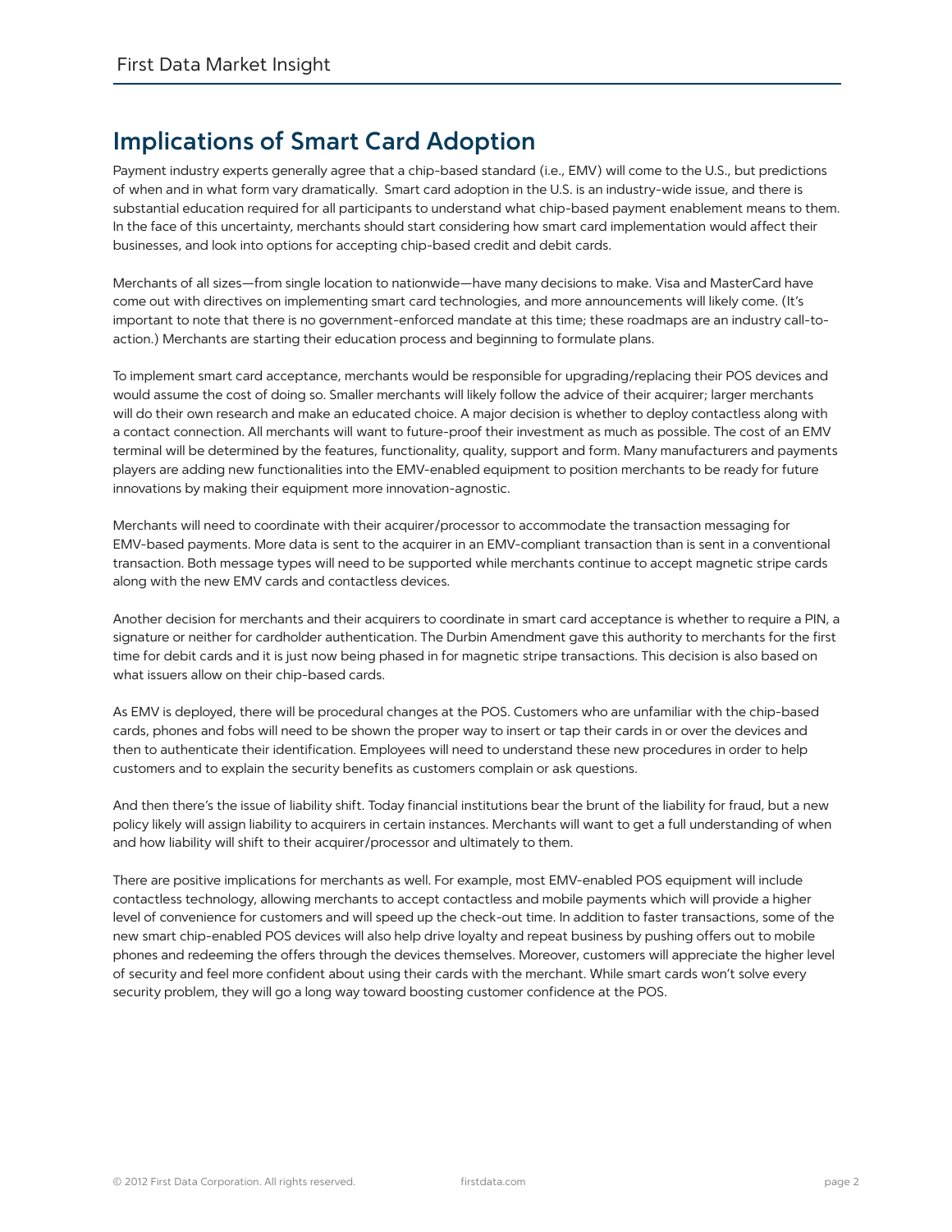## Implications of Smart Card Adoption

Payment industry experts generally agree that a chip-based standard (i.e., EMV) will come to the U.S., but predictions of when and in what form vary dramatically. Smart card adoption in the U.S. is an industry-wide issue, and there is substantial education required for all participants to understand what chip-based payment enablement means to them. In the face of this uncertainty, merchants should start considering how smart card implementation would affect their businesses, and look into options for accepting chip-based credit and debit cards.

Merchants of all sizes—from single location to nationwide—have many decisions to make. Visa and MasterCard have come out with directives on implementing smart card technologies, and more announcements will likely come. (It's important to note that there is no government-enforced mandate at this time; these roadmaps are an industry call-to-action.) Merchants are starting their education process and beginning to formulate plans.

To implement smart card acceptance, merchants would be responsible for upgrading/replacing their POS devices and would assume the cost of doing so. Smaller merchants will likely follow the advice of their acquirer; larger merchants will do their own research and make an educated choice. A major decision is whether to deploy contactless along with a contact connection. All merchants will want to future-proof their investment as much as possible. The cost of an EMV terminal will be determined by the features, functionality, quality, support and form. Many manufacturers and payments players are adding new functionalities into the EMV-enabled equipment to position merchants to be ready for future innovations by making their equipment more innovation-agnostic.

Merchants will need to coordinate with their acquirer/processor to accommodate the transaction messaging for EMV-based payments. More data is sent to the acquirer in an EMV-compliant transaction than is sent in a conventional transaction. Both message types will need to be supported while merchants continue to accept magnetic stripe cards along with the new EMV cards and contactless devices.

Another decision for merchants and their acquirers to coordinate in smart card acceptance is whether to require a PIN, a signature or neither for cardholder authentication. The Durbin Amendment gave this authority to merchants for the first time for debit cards and it is just now being phased in for magnetic stripe transactions. This decision is also based on what issuers allow on their chip-based cards.

As EMV is deployed, there will be procedural changes at the POS. Customers who are unfamiliar with the chip-based cards, phones and fobs will need to be shown the proper way to insert or tap their cards in or over the devices and then to authenticate their identification. Employees will need to understand these new procedures in order to help customers and to explain the security benefits as customers complain or ask questions.

And then there's the issue of liability shift. Today financial institutions bear the brunt of the liability for fraud, but a new policy likely will assign liability to acquirers in certain instances. Merchants will want to get a full understanding of when and how liability will shift to their acquirer/processor and ultimately to them.

There are positive implications for merchants as well. For example, most EMV-enabled POS equipment will include contactless technology, allowing merchants to accept contactless and mobile payments which will provide a higher level of convenience for customers and will speed up the check-out time. In addition to faster transactions, some of the new smart chip-enabled POS devices will also help drive loyalty and repeat business by pushing offers out to mobile phones and redeeming the offers through the devices themselves. Moreover, customers will appreciate the higher level of security and feel more confident about using their cards with the merchant. While smart cards won't solve every security problem, they will go a long way toward boosting customer confidence at the POS.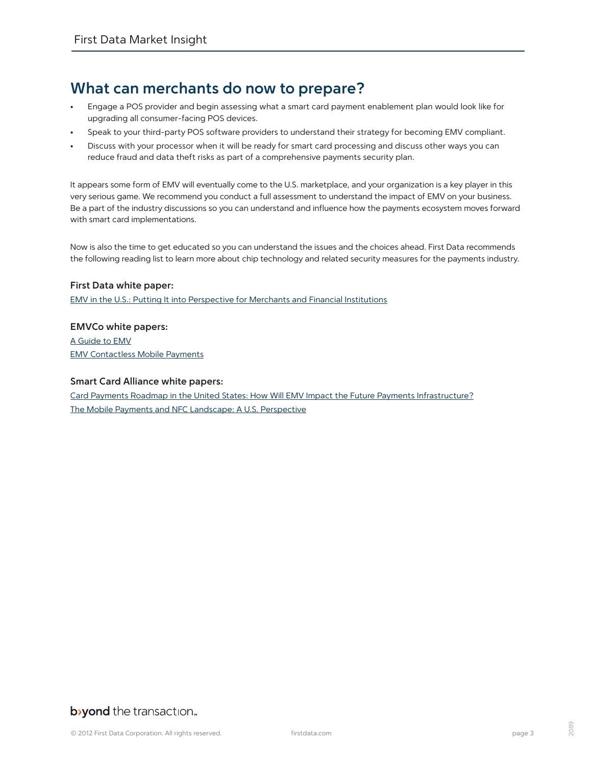## What can merchants do now to prepare?

- Engage a POS provider and begin assessing what a smart card payment enablement plan would look like for upgrading all consumer-facing POS devices.
- Speak to your third-party POS software providers to understand their strategy for becoming EMV compliant.
- Discuss with your processor when it will be ready for smart card processing and discuss other ways you can reduce fraud and data theft risks as part of a comprehensive payments security plan.

It appears some form of EMV will eventually come to the U.S. marketplace, and your organization is a key player in this very serious game. We recommend you conduct a full assessment to understand the impact of EMV on your business. Be a part of the industry discussions so you can understand and influence how the payments ecosystem moves forward with smart card implementations.

Now is also the time to get educated so you can understand the issues and the choices ahead. First Data recommends the following reading list to learn more about chip technology and related security measures for the payments industry.

### First Data white paper:

EMV in the U.S.: Putting It into Perspective for Merchants and Financial Institutions

### EMVCo white papers:

A Guide to EMV

EMV Contactless Mobile Payments

### Smart Card Alliance white papers:

Card Payments Roadmap in the United States: How Will EMV Impact the Future Payments Infrastructure?

The Mobile Payments and NFC Landscape: A U.S. Perspective

b›yond the transaction.

© 2012 First Data Corporation. All rights reserved. firstdata.com

2089